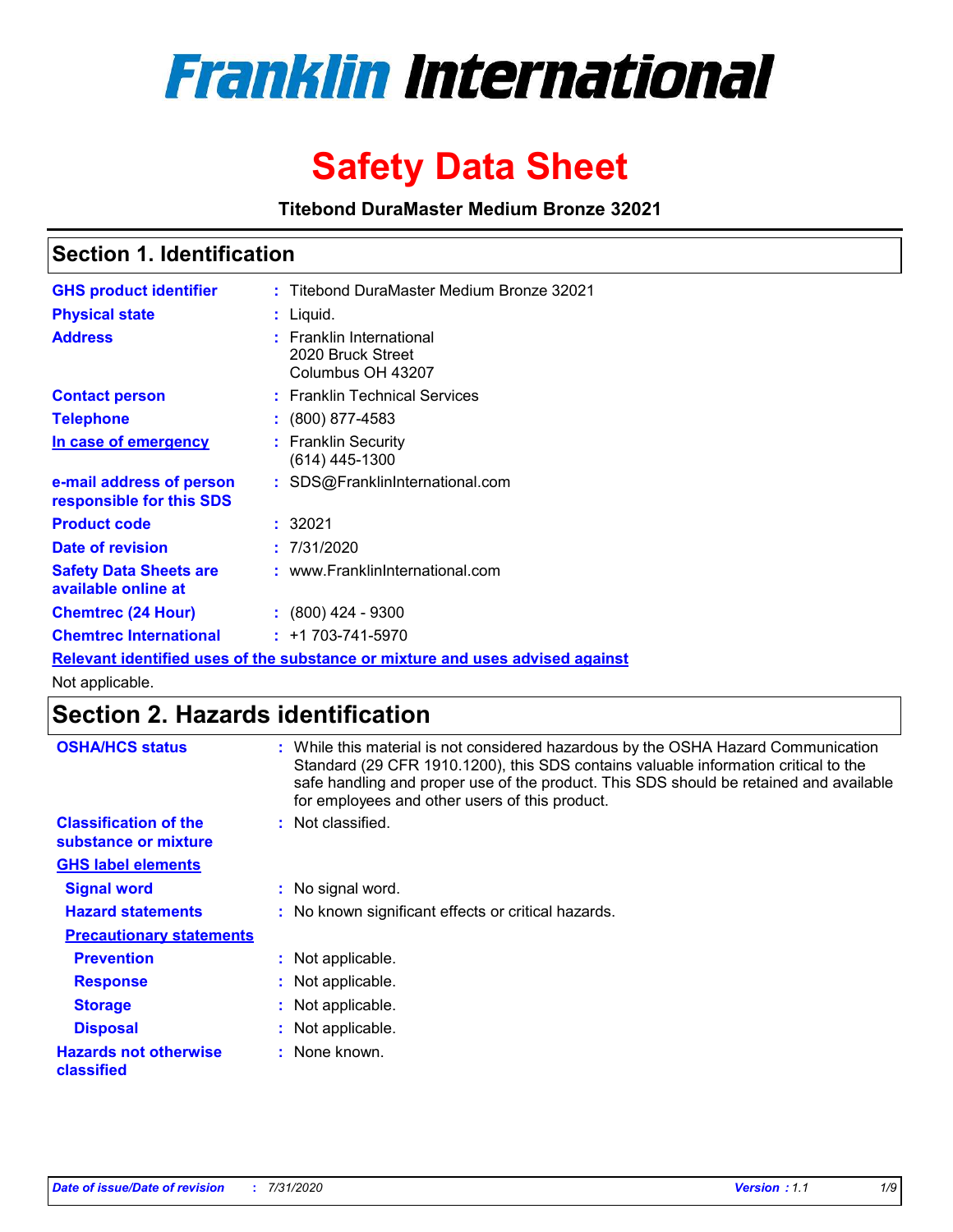# Franklin International

# Safety Data Sheet

**Titebond DuraMaster Medium Bronze 32021**

## Section 1. Identification

| | |
|---|---|
| **GHS product identifier** | : Titebond DuraMaster Medium Bronze 32021 |
| **Physical state** | : Liquid. |
| **Address** | : Franklin International<br>2020 Bruck Street<br>Columbus OH 43207 |
| **Contact person** | : Franklin Technical Services |
| **Telephone** | : (800) 877-4583 |
| **In case of emergency** | : Franklin Security<br>(614) 445-1300 |
| **e-mail address of person responsible for this SDS** | : SDS@FranklinInternational.com |
| **Product code** | : 32021 |
| **Date of revision** | : 7/31/2020 |
| **Safety Data Sheets are available online at** | : www.FranklinInternational.com |
| **Chemtrec (24 Hour)** | : (800) 424 - 9300 |
| **Chemtrec International** | : +1 703-741-5970 |

**Relevant identified uses of the substance or mixture and uses advised against**

Not applicable.

## Section 2. Hazards identification

| | |
|---|---|
| **OSHA/HCS status** | : While this material is not considered hazardous by the OSHA Hazard Communication Standard (29 CFR 1910.1200), this SDS contains valuable information critical to the safe handling and proper use of the product. This SDS should be retained and available for employees and other users of this product. |
| **Classification of the substance or mixture** | : Not classified. |

**GHS label elements**

| | |
|---|---|
| **Signal word** | : No signal word. |
| **Hazard statements** | : No known significant effects or critical hazards. |

**Precautionary statements**

| | |
|---|---|
| **Prevention** | : Not applicable. |
| **Response** | : Not applicable. |
| **Storage** | : Not applicable. |
| **Disposal** | : Not applicable. |
| **Hazards not otherwise classified** | : None known. |

*Date of issue/Date of revision : 7/31/2020 Version : 1.1*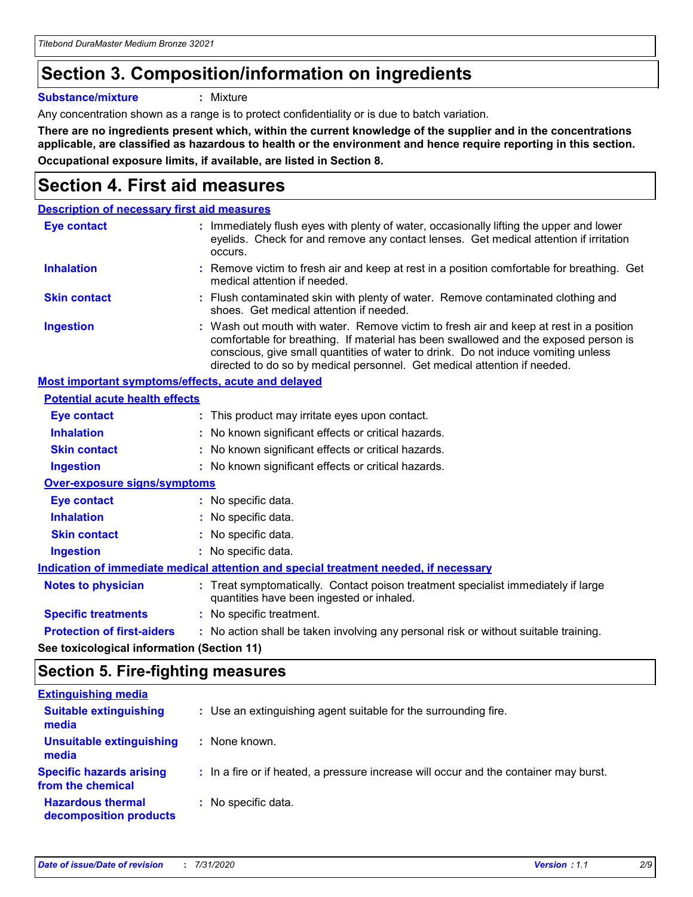# Section 3. Composition/information on ingredients

**Substance/mixture** : Mixture

Any concentration shown as a range is to protect confidentiality or is due to batch variation.

**There are no ingredients present which, within the current knowledge of the supplier and in the concentrations applicable, are classified as hazardous to health or the environment and hence require reporting in this section.**

**Occupational exposure limits, if available, are listed in Section 8.**

# Section 4. First aid measures

**Description of necessary first aid measures**

**Eye contact** : Immediately flush eyes with plenty of water, occasionally lifting the upper and lower eyelids. Check for and remove any contact lenses. Get medical attention if irritation occurs.

**Inhalation** : Remove victim to fresh air and keep at rest in a position comfortable for breathing. Get medical attention if needed.

**Skin contact** : Flush contaminated skin with plenty of water. Remove contaminated clothing and shoes. Get medical attention if needed.

**Ingestion** : Wash out mouth with water. Remove victim to fresh air and keep at rest in a position comfortable for breathing. If material has been swallowed and the exposed person is conscious, give small quantities of water to drink. Do not induce vomiting unless directed to do so by medical personnel. Get medical attention if needed.

**Most important symptoms/effects, acute and delayed**

**Potential acute health effects**

**Eye contact** : This product may irritate eyes upon contact.

**Inhalation** : No known significant effects or critical hazards.

**Skin contact** : No known significant effects or critical hazards.

**Ingestion** : No known significant effects or critical hazards.

**Over-exposure signs/symptoms**

**Eye contact** : No specific data.

**Inhalation** : No specific data.

**Skin contact** : No specific data.

**Ingestion** : No specific data.

**Indication of immediate medical attention and special treatment needed, if necessary**

**Notes to physician** : Treat symptomatically. Contact poison treatment specialist immediately if large quantities have been ingested or inhaled.

**Specific treatments** : No specific treatment.

**Protection of first-aiders** : No action shall be taken involving any personal risk or without suitable training.

**See toxicological information (Section 11)**

# Section 5. Fire-fighting measures

**Extinguishing media**

**Suitable extinguishing media** : Use an extinguishing agent suitable for the surrounding fire.

**Unsuitable extinguishing media** : None known.

**Specific hazards arising from the chemical** : In a fire or if heated, a pressure increase will occur and the container may burst.

**Hazardous thermal decomposition products** : No specific data.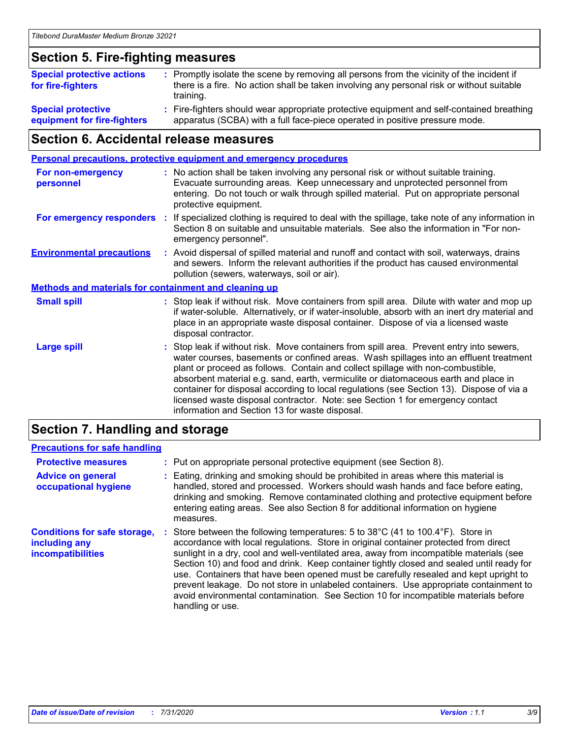## Section 5. Fire-fighting measures

**Special protective actions for fire-fighters** : Promptly isolate the scene by removing all persons from the vicinity of the incident if there is a fire. No action shall be taken involving any personal risk or without suitable training.

**Special protective equipment for fire-fighters** : Fire-fighters should wear appropriate protective equipment and self-contained breathing apparatus (SCBA) with a full face-piece operated in positive pressure mode.

## Section 6. Accidental release measures

### Personal precautions, protective equipment and emergency procedures

**For non-emergency personnel** : No action shall be taken involving any personal risk or without suitable training. Evacuate surrounding areas. Keep unnecessary and unprotected personnel from entering. Do not touch or walk through spilled material. Put on appropriate personal protective equipment.

**For emergency responders** : If specialized clothing is required to deal with the spillage, take note of any information in Section 8 on suitable and unsuitable materials. See also the information in "For non-emergency personnel".

**Environmental precautions** : Avoid dispersal of spilled material and runoff and contact with soil, waterways, drains and sewers. Inform the relevant authorities if the product has caused environmental pollution (sewers, waterways, soil or air).

### Methods and materials for containment and cleaning up

**Small spill** : Stop leak if without risk. Move containers from spill area. Dilute with water and mop up if water-soluble. Alternatively, or if water-insoluble, absorb with an inert dry material and place in an appropriate waste disposal container. Dispose of via a licensed waste disposal contractor.

**Large spill** : Stop leak if without risk. Move containers from spill area. Prevent entry into sewers, water courses, basements or confined areas. Wash spillages into an effluent treatment plant or proceed as follows. Contain and collect spillage with non-combustible, absorbent material e.g. sand, earth, vermiculite or diatomaceous earth and place in container for disposal according to local regulations (see Section 13). Dispose of via a licensed waste disposal contractor. Note: see Section 1 for emergency contact information and Section 13 for waste disposal.

## Section 7. Handling and storage

### Precautions for safe handling

**Protective measures** : Put on appropriate personal protective equipment (see Section 8).

**Advice on general occupational hygiene** : Eating, drinking and smoking should be prohibited in areas where this material is handled, stored and processed. Workers should wash hands and face before eating, drinking and smoking. Remove contaminated clothing and protective equipment before entering eating areas. See also Section 8 for additional information on hygiene measures.

**Conditions for safe storage, including any incompatibilities** : Store between the following temperatures: 5 to 38°C (41 to 100.4°F). Store in accordance with local regulations. Store in original container protected from direct sunlight in a dry, cool and well-ventilated area, away from incompatible materials (see Section 10) and food and drink. Keep container tightly closed and sealed until ready for use. Containers that have been opened must be carefully resealed and kept upright to prevent leakage. Do not store in unlabeled containers. Use appropriate containment to avoid environmental contamination. See Section 10 for incompatible materials before handling or use.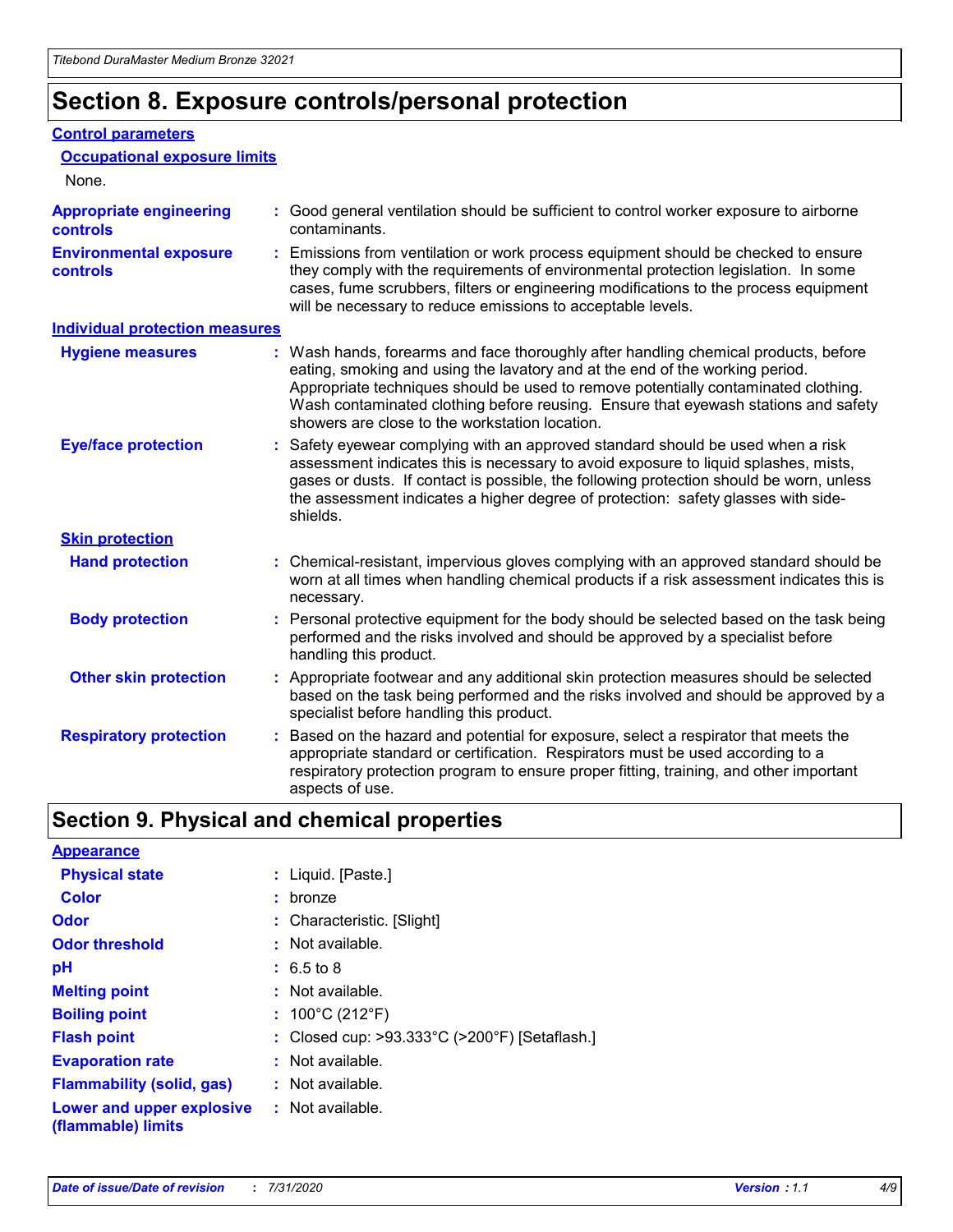# Section 8. Exposure controls/personal protection

## Control parameters

### Occupational exposure limits

None.

**Appropriate engineering controls** : Good general ventilation should be sufficient to control worker exposure to airborne contaminants.

**Environmental exposure controls** : Emissions from ventilation or work process equipment should be checked to ensure they comply with the requirements of environmental protection legislation. In some cases, fume scrubbers, filters or engineering modifications to the process equipment will be necessary to reduce emissions to acceptable levels.

## Individual protection measures

**Hygiene measures** : Wash hands, forearms and face thoroughly after handling chemical products, before eating, smoking and using the lavatory and at the end of the working period. Appropriate techniques should be used to remove potentially contaminated clothing. Wash contaminated clothing before reusing. Ensure that eyewash stations and safety showers are close to the workstation location.

**Eye/face protection** : Safety eyewear complying with an approved standard should be used when a risk assessment indicates this is necessary to avoid exposure to liquid splashes, mists, gases or dusts. If contact is possible, the following protection should be worn, unless the assessment indicates a higher degree of protection: safety glasses with side-shields.

### Skin protection

**Hand protection** : Chemical-resistant, impervious gloves complying with an approved standard should be worn at all times when handling chemical products if a risk assessment indicates this is necessary.

**Body protection** : Personal protective equipment for the body should be selected based on the task being performed and the risks involved and should be approved by a specialist before handling this product.

**Other skin protection** : Appropriate footwear and any additional skin protection measures should be selected based on the task being performed and the risks involved and should be approved by a specialist before handling this product.

**Respiratory protection** : Based on the hazard and potential for exposure, select a respirator that meets the appropriate standard or certification. Respirators must be used according to a respiratory protection program to ensure proper fitting, training, and other important aspects of use.

# Section 9. Physical and chemical properties

## Appearance

**Physical state** : Liquid. [Paste.]

**Color** : bronze

**Odor** : Characteristic. [Slight]

**Odor threshold** : Not available.

**pH** : 6.5 to 8

**Melting point** : Not available.

**Boiling point** : 100°C (212°F)

**Flash point** : Closed cup: >93.333°C (>200°F) [Setaflash.]

**Evaporation rate** : Not available.

**Flammability (solid, gas)** : Not available.

**Lower and upper explosive (flammable) limits** : Not available.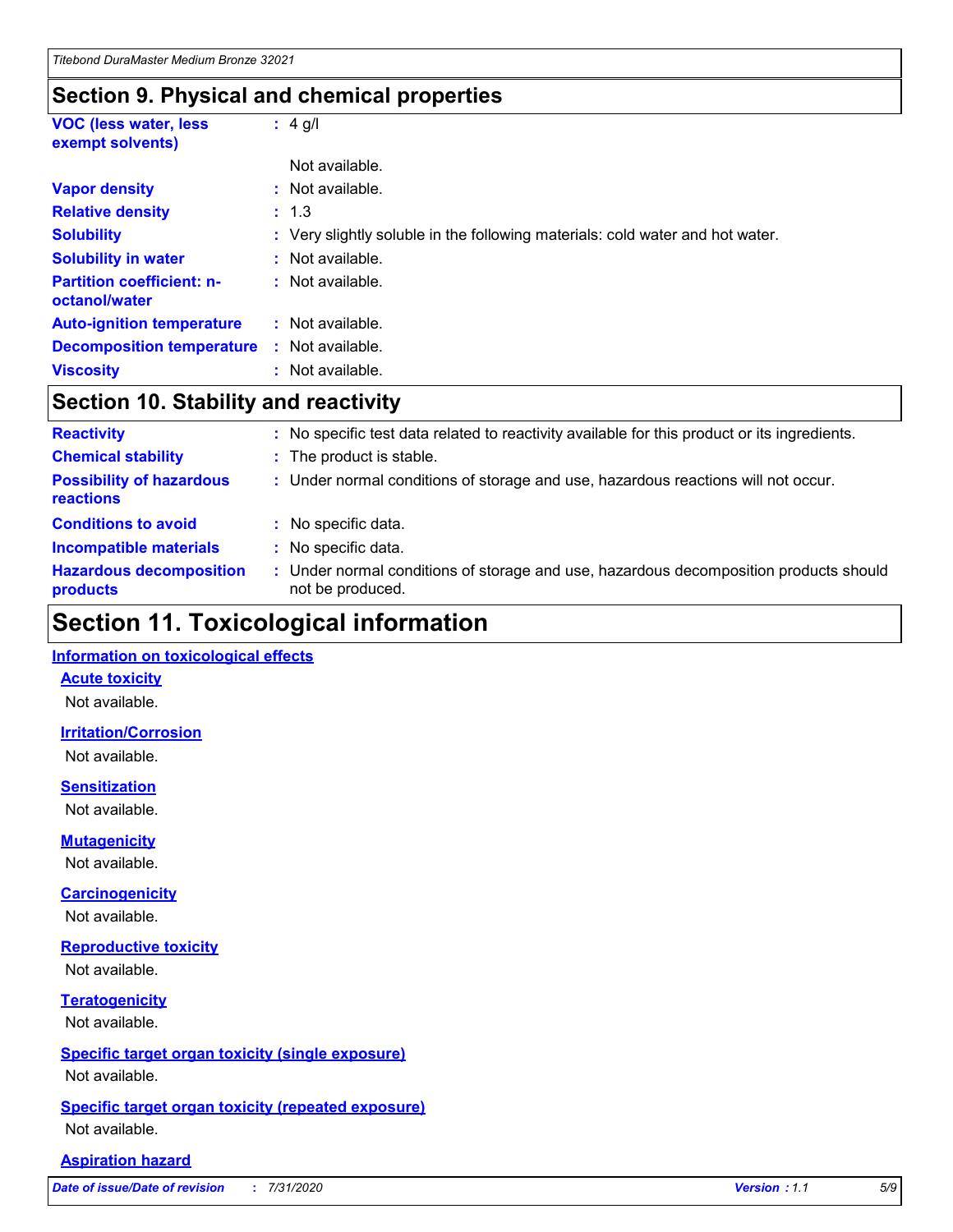## Section 9. Physical and chemical properties

| | | |
|---|---|---|
| **VOC (less water, less exempt solvents)** | : | 4 g/l |
| | | Not available. |
| **Vapor density** | : | Not available. |
| **Relative density** | : | 1.3 |
| **Solubility** | : | Very slightly soluble in the following materials: cold water and hot water. |
| **Solubility in water** | : | Not available. |
| **Partition coefficient: n-octanol/water** | : | Not available. |
| **Auto-ignition temperature** | : | Not available. |
| **Decomposition temperature** | : | Not available. |
| **Viscosity** | : | Not available. |

## Section 10. Stability and reactivity

| | | |
|---|---|---|
| **Reactivity** | : | No specific test data related to reactivity available for this product or its ingredients. |
| **Chemical stability** | : | The product is stable. |
| **Possibility of hazardous reactions** | : | Under normal conditions of storage and use, hazardous reactions will not occur. |
| **Conditions to avoid** | : | No specific data. |
| **Incompatible materials** | : | No specific data. |
| **Hazardous decomposition products** | : | Under normal conditions of storage and use, hazardous decomposition products should not be produced. |

# Section 11. Toxicological information

### Information on toxicological effects

#### Acute toxicity

Not available.

#### Irritation/Corrosion

Not available.

#### Sensitization

Not available.

#### Mutagenicity

Not available.

#### Carcinogenicity

Not available.

#### Reproductive toxicity

Not available.

#### Teratogenicity

Not available.

#### Specific target organ toxicity (single exposure)

Not available.

#### Specific target organ toxicity (repeated exposure)

Not available.

#### Aspiration hazard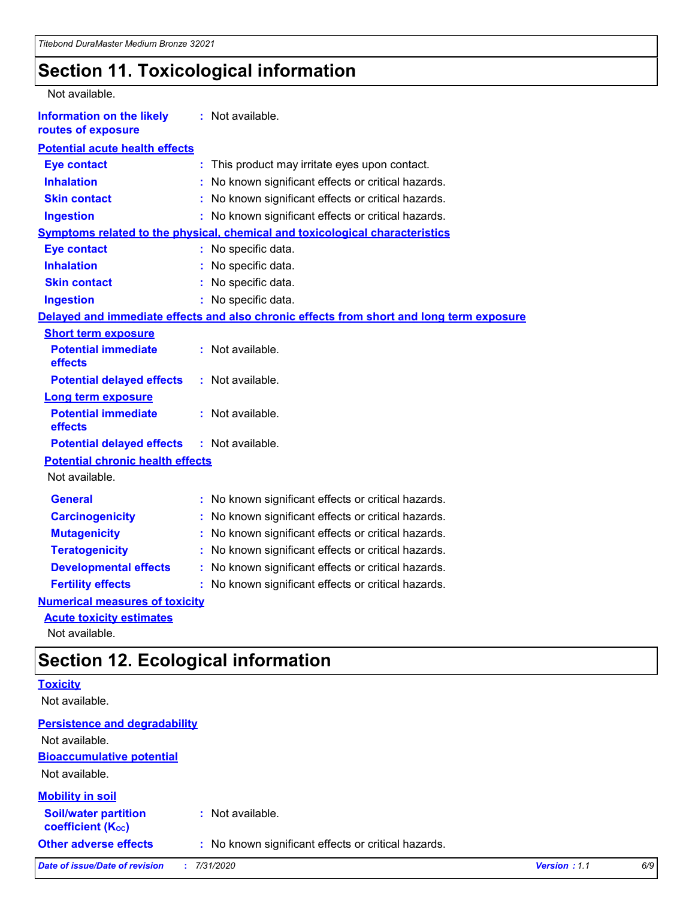# Section 11. Toxicological information

Not available.

**Information on the likely routes of exposure** : Not available.

**Potential acute health effects**

| | |
|---|---|
| **Eye contact** | : This product may irritate eyes upon contact. |
| **Inhalation** | : No known significant effects or critical hazards. |
| **Skin contact** | : No known significant effects or critical hazards. |
| **Ingestion** | : No known significant effects or critical hazards. |

**Symptoms related to the physical, chemical and toxicological characteristics**

| | |
|---|---|
| **Eye contact** | : No specific data. |
| **Inhalation** | : No specific data. |
| **Skin contact** | : No specific data. |
| **Ingestion** | : No specific data. |

**Delayed and immediate effects and also chronic effects from short and long term exposure**

**Short term exposure**

| | |
|---|---|
| **Potential immediate effects** | : Not available. |
| **Potential delayed effects** | : Not available. |

**Long term exposure**

| | |
|---|---|
| **Potential immediate effects** | : Not available. |
| **Potential delayed effects** | : Not available. |

**Potential chronic health effects**

Not available.

| | |
|---|---|
| **General** | : No known significant effects or critical hazards. |
| **Carcinogenicity** | : No known significant effects or critical hazards. |
| **Mutagenicity** | : No known significant effects or critical hazards. |
| **Teratogenicity** | : No known significant effects or critical hazards. |
| **Developmental effects** | : No known significant effects or critical hazards. |
| **Fertility effects** | : No known significant effects or critical hazards. |

**Numerical measures of toxicity**

**Acute toxicity estimates**

Not available.

# Section 12. Ecological information

**Toxicity**

Not available.

**Persistence and degradability**

Not available.

**Bioaccumulative potential**

Not available.

**Mobility in soil**

| | |
|---|---|
| **Soil/water partition coefficient ($K_{OC}$)** | : Not available. |
| **Other adverse effects** | : No known significant effects or critical hazards. |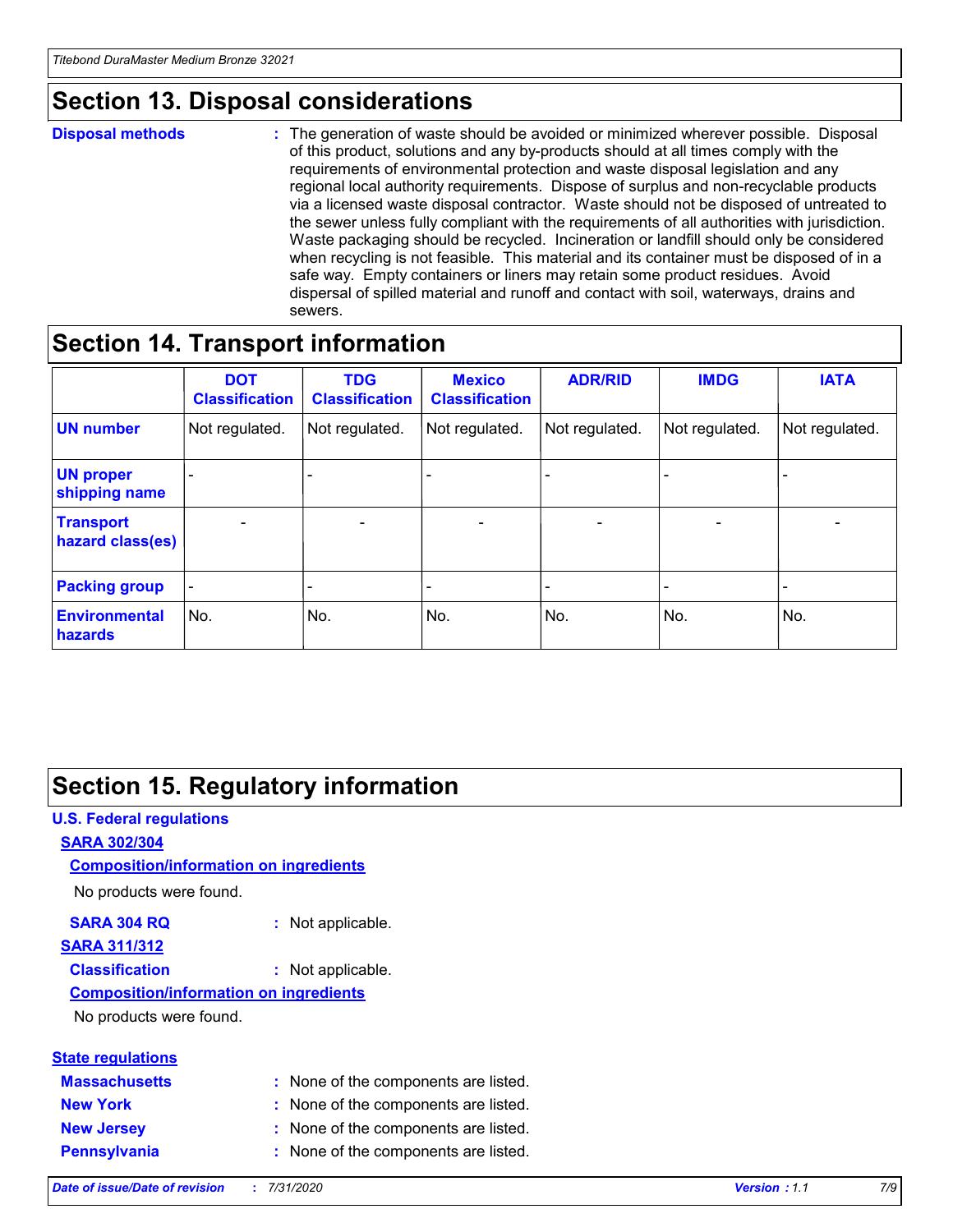## Section 13. Disposal considerations

**Disposal methods** : The generation of waste should be avoided or minimized wherever possible. Disposal of this product, solutions and any by-products should at all times comply with the requirements of environmental protection and waste disposal legislation and any regional local authority requirements. Dispose of surplus and non-recyclable products via a licensed waste disposal contractor. Waste should not be disposed of untreated to the sewer unless fully compliant with the requirements of all authorities with jurisdiction. Waste packaging should be recycled. Incineration or landfill should only be considered when recycling is not feasible. This material and its container must be disposed of in a safe way. Empty containers or liners may retain some product residues. Avoid dispersal of spilled material and runoff and contact with soil, waterways, drains and sewers.

## Section 14. Transport information

| | DOT Classification | TDG Classification | Mexico Classification | ADR/RID | IMDG | IATA |
|---|---|---|---|---|---|---|
| **UN number** | Not regulated. | Not regulated. | Not regulated. | Not regulated. | Not regulated. | Not regulated. |
| **UN proper shipping name** | - | - | - | - | - | - |
| **Transport hazard class(es)** | - | - | - | - | - | - |
| **Packing group** | - | - | - | - | - | - |
| **Environmental hazards** | No. | No. | No. | No. | No. | No. |

## Section 15. Regulatory information

**U.S. Federal regulations**

**SARA 302/304**

**Composition/information on ingredients**

No products were found.

**SARA 304 RQ** : Not applicable.

**SARA 311/312**

**Classification** : Not applicable.

**Composition/information on ingredients**

No products were found.

**State regulations**

**Massachusetts** : None of the components are listed.

**New York** : None of the components are listed.

**New Jersey** : None of the components are listed.

**Pennsylvania** : None of the components are listed.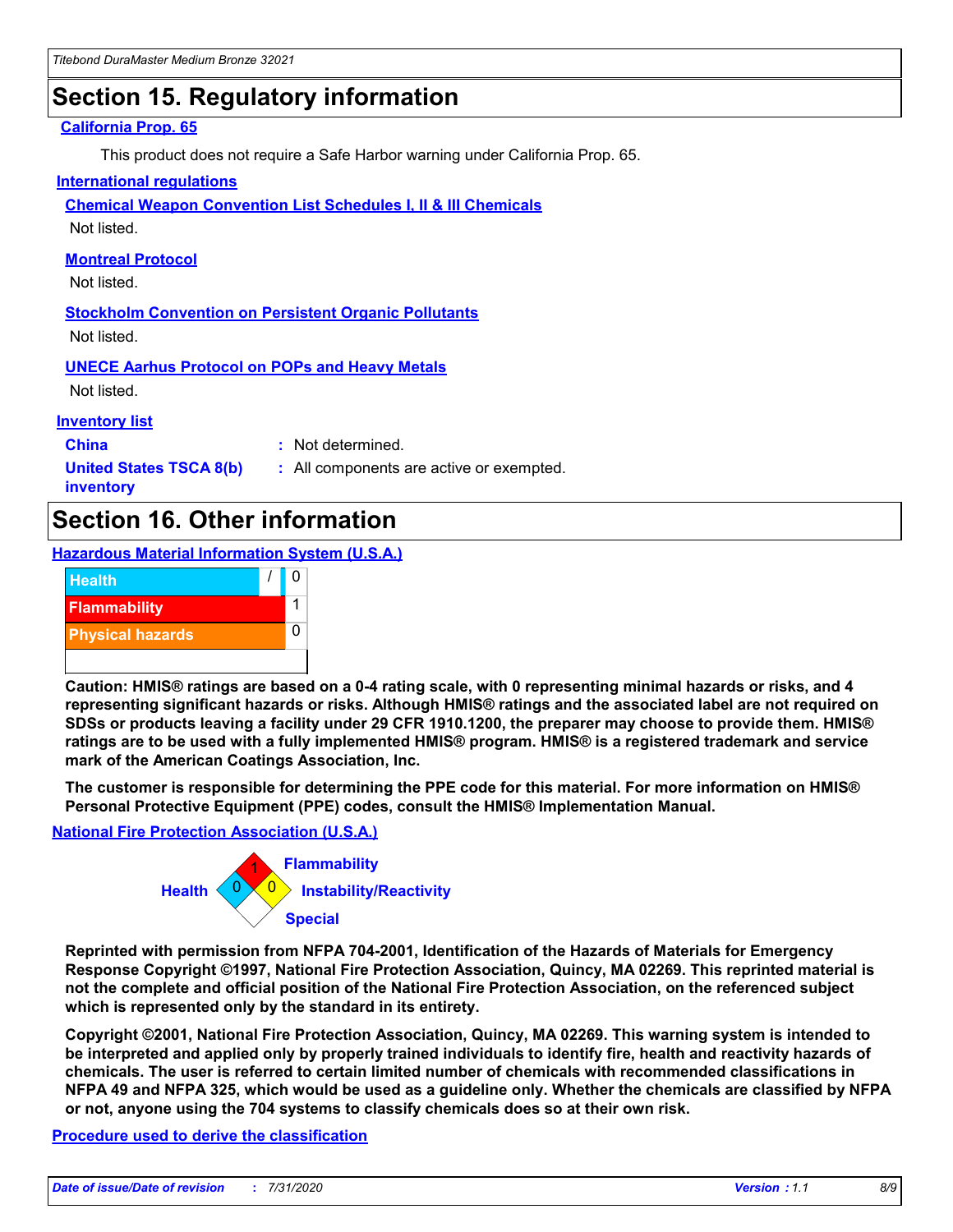## Section 15. Regulatory information

**California Prop. 65**

This product does not require a Safe Harbor warning under California Prop. 65.

**International regulations**

**Chemical Weapon Convention List Schedules I, II & III Chemicals**

Not listed.

**Montreal Protocol**

Not listed.

**Stockholm Convention on Persistent Organic Pollutants**

Not listed.

**UNECE Aarhus Protocol on POPs and Heavy Metals**

Not listed.

**Inventory list**

**China** : Not determined.

**United States TSCA 8(b) inventory** : All components are active or exempted.

## Section 16. Other information

**Hazardous Material Information System (U.S.A.)**

| | | |
|---|---|---|
| Health | / | 0 |
| Flammability | | 1 |
| Physical hazards | | 0 |

**Caution: HMIS® ratings are based on a 0-4 rating scale, with 0 representing minimal hazards or risks, and 4 representing significant hazards or risks. Although HMIS® ratings and the associated label are not required on SDSs or products leaving a facility under 29 CFR 1910.1200, the preparer may choose to provide them. HMIS® ratings are to be used with a fully implemented HMIS® program. HMIS® is a registered trademark and service mark of the American Coatings Association, Inc.**

**The customer is responsible for determining the PPE code for this material. For more information on HMIS® Personal Protective Equipment (PPE) codes, consult the HMIS® Implementation Manual.**

**National Fire Protection Association (U.S.A.)**

- Health: 0
- Flammability: 1
- Instability/Reactivity: 0
- Special:

**Reprinted with permission from NFPA 704-2001, Identification of the Hazards of Materials for Emergency Response Copyright ©1997, National Fire Protection Association, Quincy, MA 02269. This reprinted material is not the complete and official position of the National Fire Protection Association, on the referenced subject which is represented only by the standard in its entirety.**

**Copyright ©2001, National Fire Protection Association, Quincy, MA 02269. This warning system is intended to be interpreted and applied only by properly trained individuals to identify fire, health and reactivity hazards of chemicals. The user is referred to certain limited number of chemicals with recommended classifications in NFPA 49 and NFPA 325, which would be used as a guideline only. Whether the chemicals are classified by NFPA or not, anyone using the 704 systems to classify chemicals does so at their own risk.**

**Procedure used to derive the classification**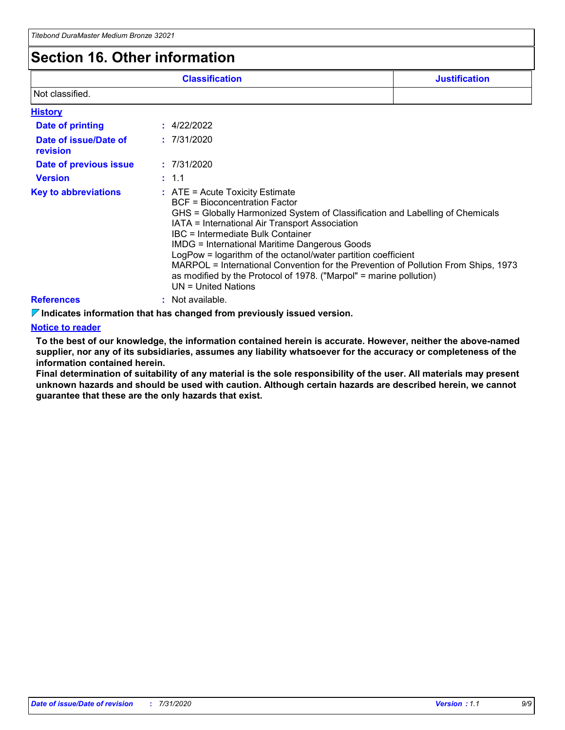## Section 16. Other information

| Classification | Justification |
|---|---|
| Not classified. | |

**History**

**Date of printing** : 4/22/2022

**Date of issue/Date of revision** : 7/31/2020

**Date of previous issue** : 7/31/2020

**Version** : 1.1

**Key to abbreviations** : ATE = Acute Toxicity Estimate
BCF = Bioconcentration Factor
GHS = Globally Harmonized System of Classification and Labelling of Chemicals
IATA = International Air Transport Association
IBC = Intermediate Bulk Container
IMDG = International Maritime Dangerous Goods
LogPow = logarithm of the octanol/water partition coefficient
MARPOL = International Convention for the Prevention of Pollution From Ships, 1973 as modified by the Protocol of 1978. ("Marpol" = marine pollution)
UN = United Nations

**References** : Not available.

**Indicates information that has changed from previously issued version.**

**Notice to reader**

**To the best of our knowledge, the information contained herein is accurate. However, neither the above-named supplier, nor any of its subsidiaries, assumes any liability whatsoever for the accuracy or completeness of the information contained herein.**

**Final determination of suitability of any material is the sole responsibility of the user. All materials may present unknown hazards and should be used with caution. Although certain hazards are described herein, we cannot guarantee that these are the only hazards that exist.**